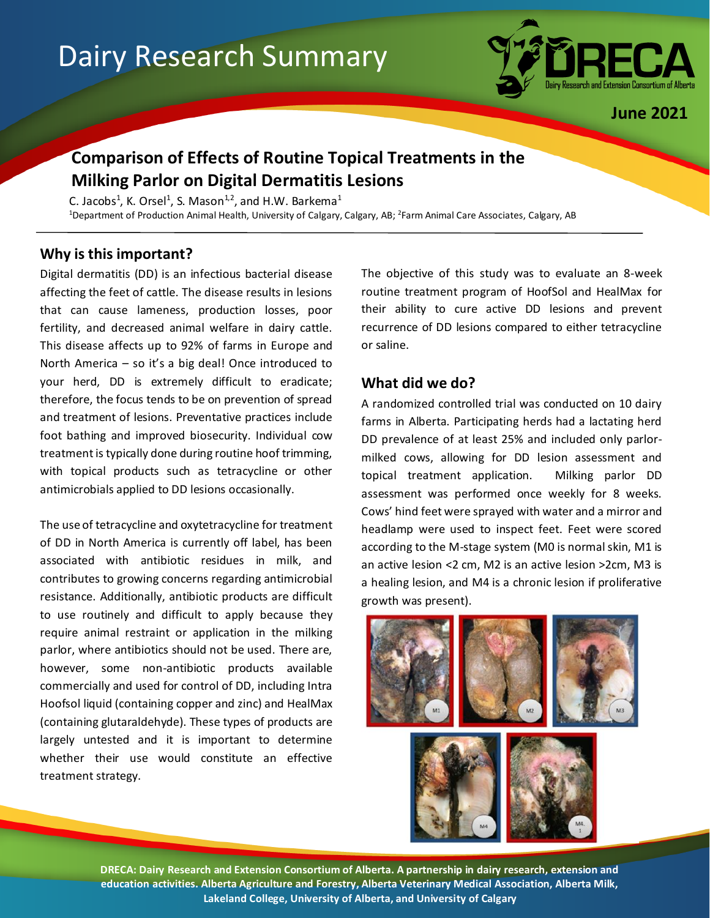# Dairy Research Summary

June 2021

## Comparison of Effects of Routine Topical Treatments in the Milking Parlor on Digital Dermatitis Lesions

C. Jacobs[1], K. Orsel[1], S. Mason[1,2], and H.W. Barkema[1]

[1]Department of Production Animal Health, University of Calgary, Calgary, AB; [2]Farm Animal Care Associates, Calgary, AB

### Why is this important?

Digital dermatitis (DD) is an infectious bacterial disease affecting the feet of cattle. The disease results in lesions that can cause lameness, production losses, poor fertility, and decreased animal welfare in dairy cattle. This disease affects up to 92% of farms in Europe and North America – so it's a big deal! Once introduced to your herd, DD is extremely difficult to eradicate; therefore, the focus tends to be on prevention of spread and treatment of lesions. Preventative practices include foot bathing and improved biosecurity. Individual cow treatment is typically done during routine hoof trimming, with topical products such as tetracycline or other antimicrobials applied to DD lesions occasionally.

The use of tetracycline and oxytetracycline for treatment of DD in North America is currently off label, has been associated with antibiotic residues in milk, and contributes to growing concerns regarding antimicrobial resistance. Additionally, antibiotic products are difficult to use routinely and difficult to apply because they require animal restraint or application in the milking parlor, where antibiotics should not be used. There are, however, some non-antibiotic products available commercially and used for control of DD, including Intra Hoofsol liquid (containing copper and zinc) and HealMax (containing glutaraldehyde). These types of products are largely untested and it is important to determine whether their use would constitute an effective treatment strategy.

The objective of this study was to evaluate an 8-week routine treatment program of HoofSol and HealMax for their ability to cure active DD lesions and prevent recurrence of DD lesions compared to either tetracycline or saline.

### What did we do?

A randomized controlled trial was conducted on 10 dairy farms in Alberta. Participating herds had a lactating herd DD prevalence of at least 25% and included only parlor-milked cows, allowing for DD lesion assessment and topical treatment application. Milking parlor DD assessment was performed once weekly for 8 weeks. Cows' hind feet were sprayed with water and a mirror and headlamp were used to inspect feet. Feet were scored according to the M-stage system (M0 is normal skin, M1 is an active lesion <2 cm, M2 is an active lesion >2cm, M3 is a healing lesion, and M4 is a chronic lesion if proliferative growth was present).

DRECA: Dairy Research and Extension Consortium of Alberta. A partnership in dairy research, extension and education activities. Alberta Agriculture and Forestry, Alberta Veterinary Medical Association, Alberta Milk, Lakeland College, University of Alberta, and University of Calgary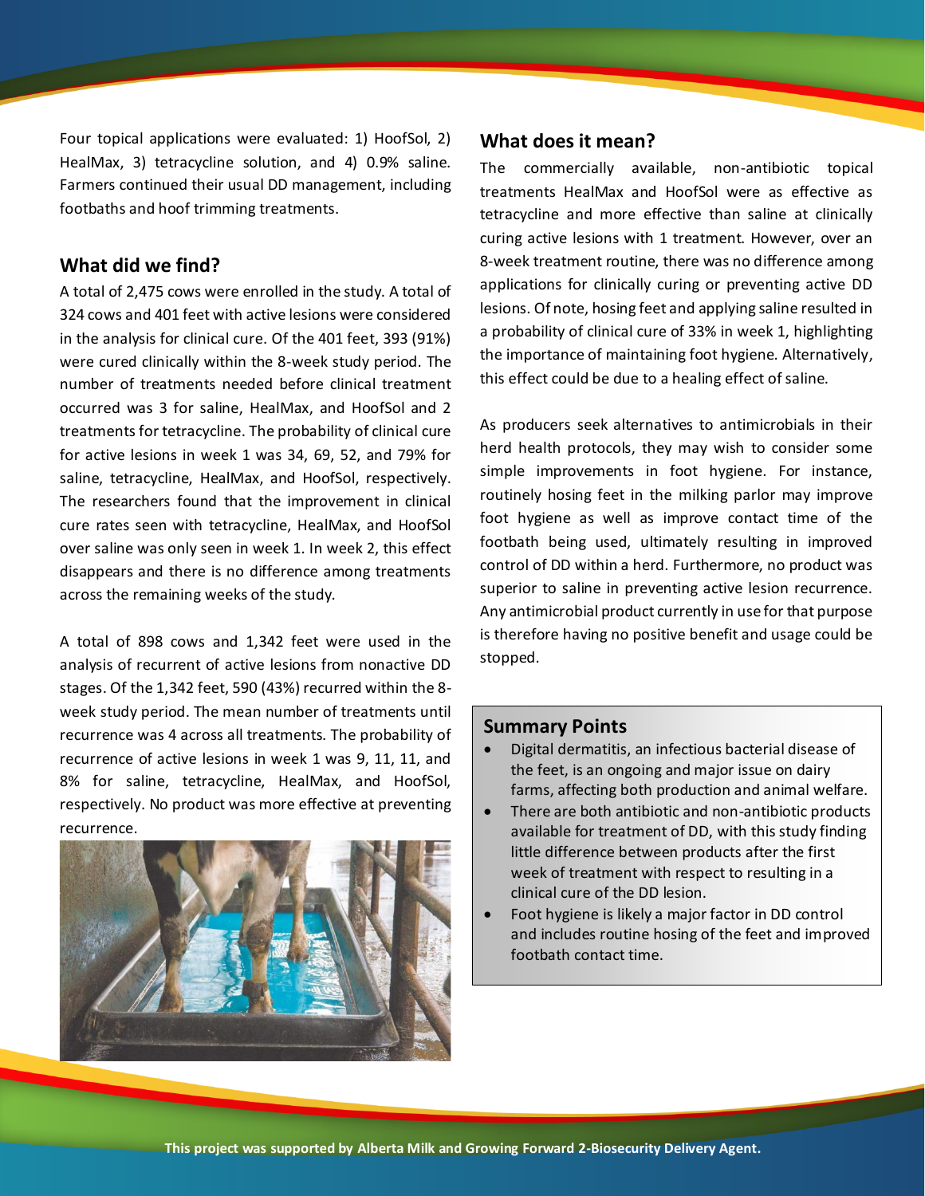Four topical applications were evaluated: 1) HoofSol, 2) HealMax, 3) tetracycline solution, and 4) 0.9% saline. Farmers continued their usual DD management, including footbaths and hoof trimming treatments.

## What did we find?

A total of 2,475 cows were enrolled in the study. A total of 324 cows and 401 feet with active lesions were considered in the analysis for clinical cure. Of the 401 feet, 393 (91%) were cured clinically within the 8-week study period. The number of treatments needed before clinical treatment occurred was 3 for saline, HealMax, and HoofSol and 2 treatments for tetracycline. The probability of clinical cure for active lesions in week 1 was 34, 69, 52, and 79% for saline, tetracycline, HealMax, and HoofSol, respectively. The researchers found that the improvement in clinical cure rates seen with tetracycline, HealMax, and HoofSol over saline was only seen in week 1. In week 2, this effect disappears and there is no difference among treatments across the remaining weeks of the study.

A total of 898 cows and 1,342 feet were used in the analysis of recurrent of active lesions from nonactive DD stages. Of the 1,342 feet, 590 (43%) recurred within the 8-week study period. The mean number of treatments until recurrence was 4 across all treatments. The probability of recurrence of active lesions in week 1 was 9, 11, 11, and 8% for saline, tetracycline, HealMax, and HoofSol, respectively. No product was more effective at preventing recurrence.

## What does it mean?

The commercially available, non-antibiotic topical treatments HealMax and HoofSol were as effective as tetracycline and more effective than saline at clinically curing active lesions with 1 treatment. However, over an 8-week treatment routine, there was no difference among applications for clinically curing or preventing active DD lesions. Of note, hosing feet and applying saline resulted in a probability of clinical cure of 33% in week 1, highlighting the importance of maintaining foot hygiene. Alternatively, this effect could be due to a healing effect of saline.

As producers seek alternatives to antimicrobials in their herd health protocols, they may wish to consider some simple improvements in foot hygiene. For instance, routinely hosing feet in the milking parlor may improve foot hygiene as well as improve contact time of the footbath being used, ultimately resulting in improved control of DD within a herd. Furthermore, no product was superior to saline in preventing active lesion recurrence. Any antimicrobial product currently in use for that purpose is therefore having no positive benefit and usage could be stopped.

### Summary Points

- Digital dermatitis, an infectious bacterial disease of the feet, is an ongoing and major issue on dairy farms, affecting both production and animal welfare.
- There are both antibiotic and non-antibiotic products available for treatment of DD, with this study finding little difference between products after the first week of treatment with respect to resulting in a clinical cure of the DD lesion.
- Foot hygiene is likely a major factor in DD control and includes routine hosing of the feet and improved footbath contact time.

**This project was supported by Alberta Milk and Growing Forward 2-Biosecurity Delivery Agent.**